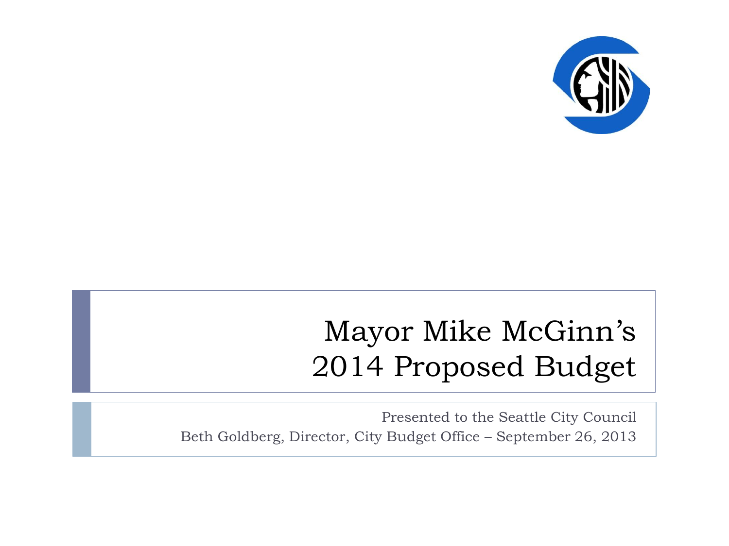# Mayor Mike McGinn's 2014 Proposed Budget

Presented to the Seattle City Council

Beth Goldberg, Director, City Budget Office – September 26, 2013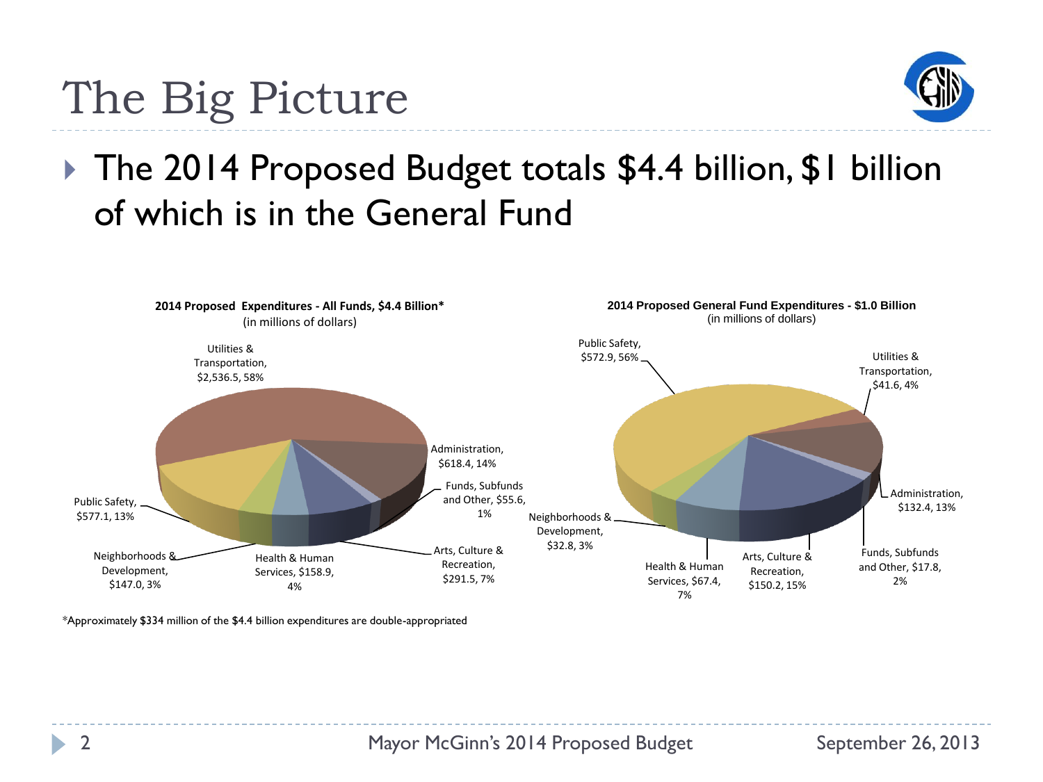# The Big Picture

- The 2014 Proposed Budget totals $4.4 billion, $1 billion of which is in the General Fund

**2014 Proposed Expenditures - All Funds, $4.4 Billion***
(in millions of dollars)

| Category | Amount | Percent |
|---|---|---|
| Utilities & Transportation | $2,536.5 | 58% |
| Administration | $618.4 | 14% |
| Funds, Subfunds and Other | $55.6 | 1% |
| Arts, Culture & Recreation | $291.5 | 7% |
| Health & Human Services | $158.9 | 4% |
| Neighborhoods & Development | $147.0 | 3% |
| Public Safety | $577.1 | 13% |

**2014 Proposed General Fund Expenditures - $1.0 Billion**
(in millions of dollars)

| Category | Amount | Percent |
|---|---|---|
| Public Safety | $572.9 | 56% |
| Utilities & Transportation | $41.6 | 4% |
| Administration | $132.4 | 13% |
| Funds, Subfunds and Other | $17.8 | 2% |
| Arts, Culture & Recreation | $150.2 | 15% |
| Health & Human Services | $67.4 | 7% |
| Neighborhoods & Development | $32.8 | 3% |

*Approximately $334 million of the $4.4 billion expenditures are double-appropriated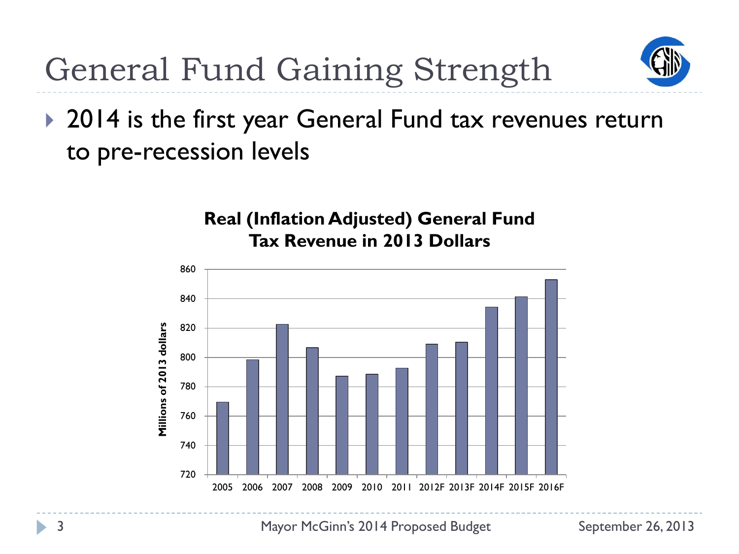# General Fund Gaining Strength

- 2014 is the first year General Fund tax revenues return to pre-recession levels

**Real (Inflation Adjusted) General Fund Tax Revenue in 2013 Dollars**

| Year | Millions of 2013 dollars |
| --- | --- |
| 2005 | 769 |
| 2006 | 798 |
| 2007 | 822 |
| 2008 | 806 |
| 2009 | 787 |
| 2010 | 788 |
| 2011 | 792 |
| 2012F | 809 |
| 2013F | 810 |
| 2014F | 834 |
| 2015F | 841 |
| 2016F | 853 |

Mayor McGinn's 2014 Proposed Budget — September 26, 2013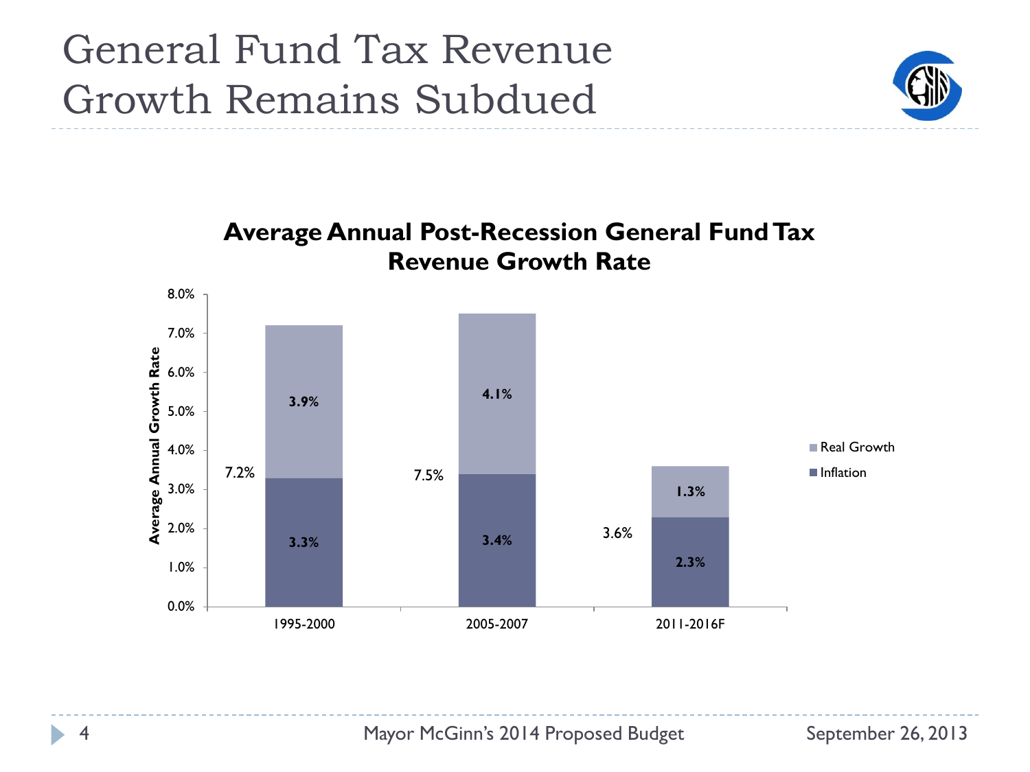# General Fund Tax Revenue Growth Remains Subdued

**Average Annual Post-Recession General Fund Tax Revenue Growth Rate**

| Period | Inflation | Real Growth | Total |
| --- | --- | --- | --- |
| 1995-2000 | 3.3% | 3.9% | 7.2% |
| 2005-2007 | 3.4% | 4.1% | 7.5% |
| 2011-2016F | 2.3% | 1.3% | 3.6% |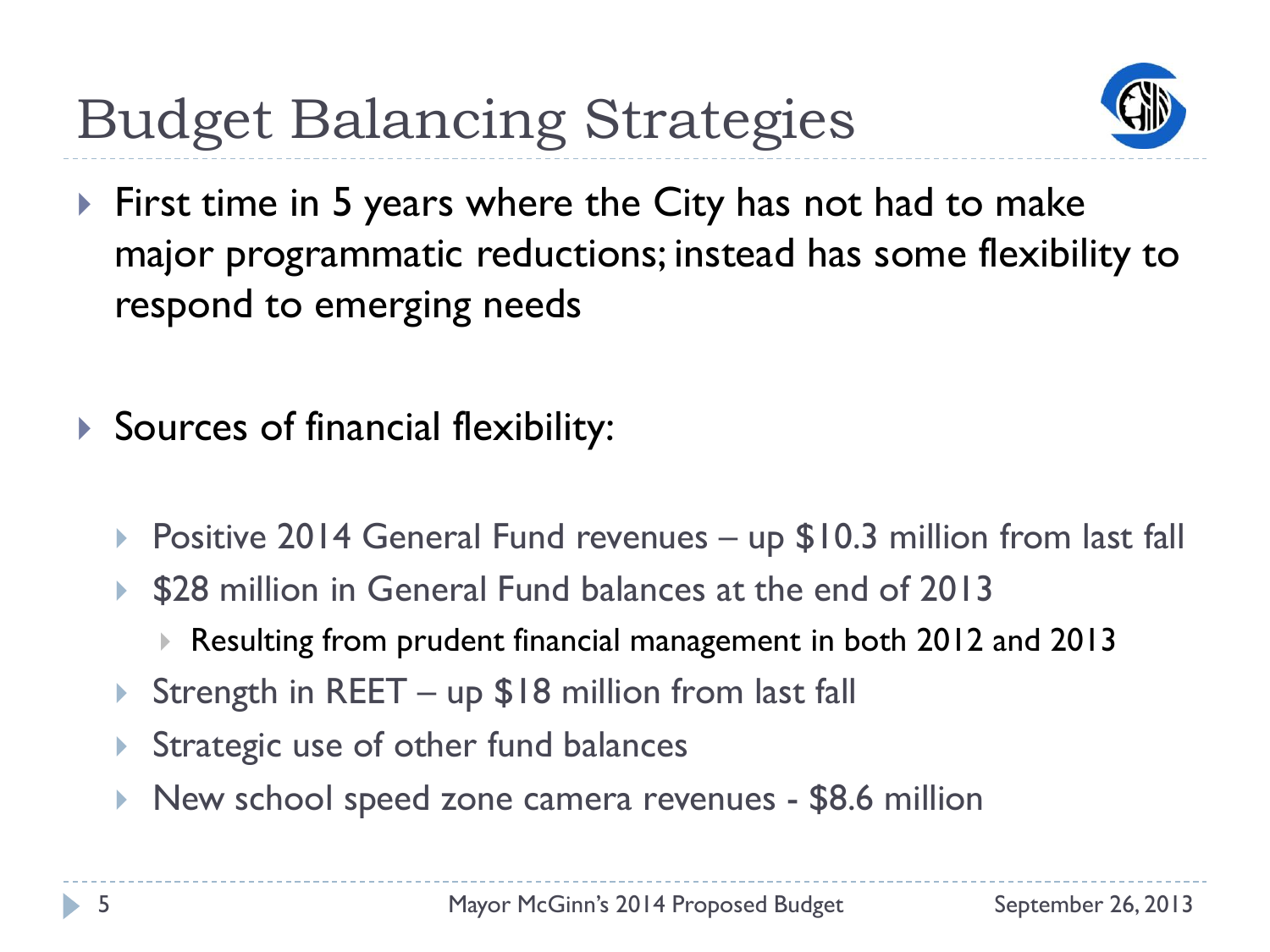# Budget Balancing Strategies

- First time in 5 years where the City has not had to make major programmatic reductions; instead has some flexibility to respond to emerging needs

- Sources of financial flexibility:
  - Positive 2014 General Fund revenues – up $10.3 million from last fall
  - $28 million in General Fund balances at the end of 2013
    - Resulting from prudent financial management in both 2012 and 2013
  - Strength in REET – up $18 million from last fall
  - Strategic use of other fund balances
  - New school speed zone camera revenues - $8.6 million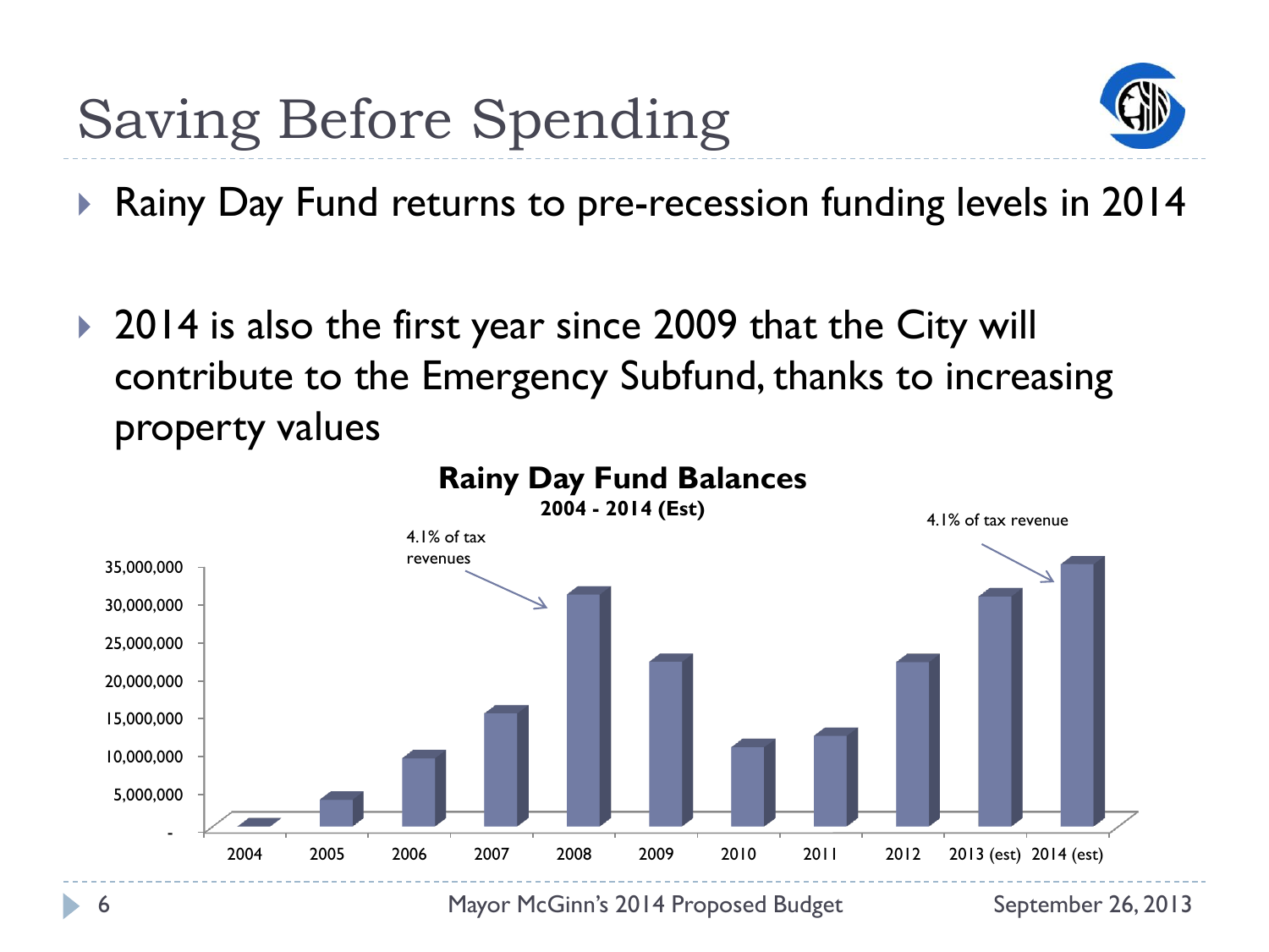# Saving Before Spending

- Rainy Day Fund returns to pre-recession funding levels in 2014

- 2014 is also the first year since 2009 that the City will contribute to the Emergency Subfund, thanks to increasing property values

**Rainy Day Fund Balances**

**2004 - 2014 (Est)**

4.1% of tax revenues

4.1% of tax revenue

35,000,000
30,000,000
25,000,000
20,000,000
15,000,000
10,000,000
5,000,000
-

2004 2005 2006 2007 2008 2009 2010 2011 2012 2013 (est) 2014 (est)

Mayor McGinn's 2014 Proposed Budget

September 26, 2013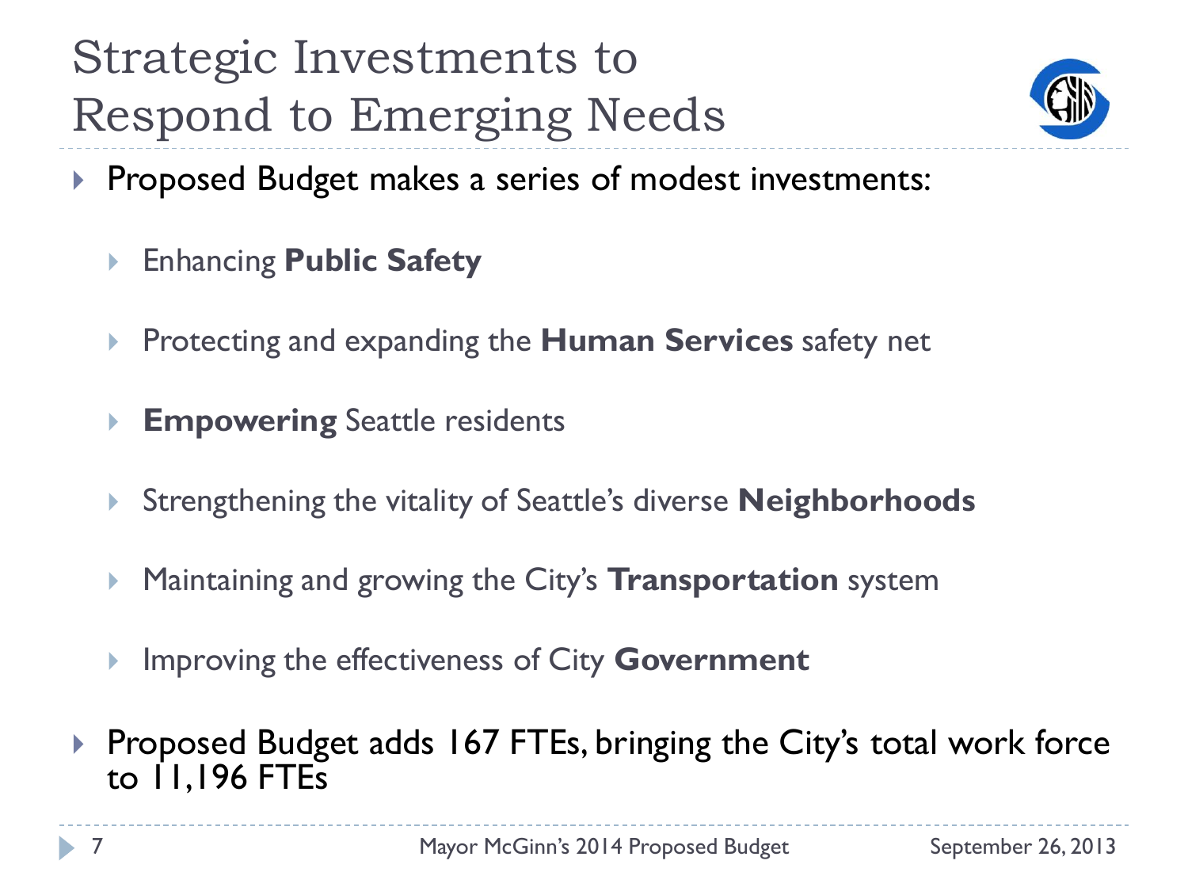# Strategic Investments to Respond to Emerging Needs

- Proposed Budget makes a series of modest investments:
  - Enhancing **Public Safety**
  - Protecting and expanding the **Human Services** safety net
  - **Empowering** Seattle residents
  - Strengthening the vitality of Seattle's diverse **Neighborhoods**
  - Maintaining and growing the City's **Transportation** system
  - Improving the effectiveness of City **Government**
- Proposed Budget adds 167 FTEs, bringing the City's total work force to 11,196 FTEs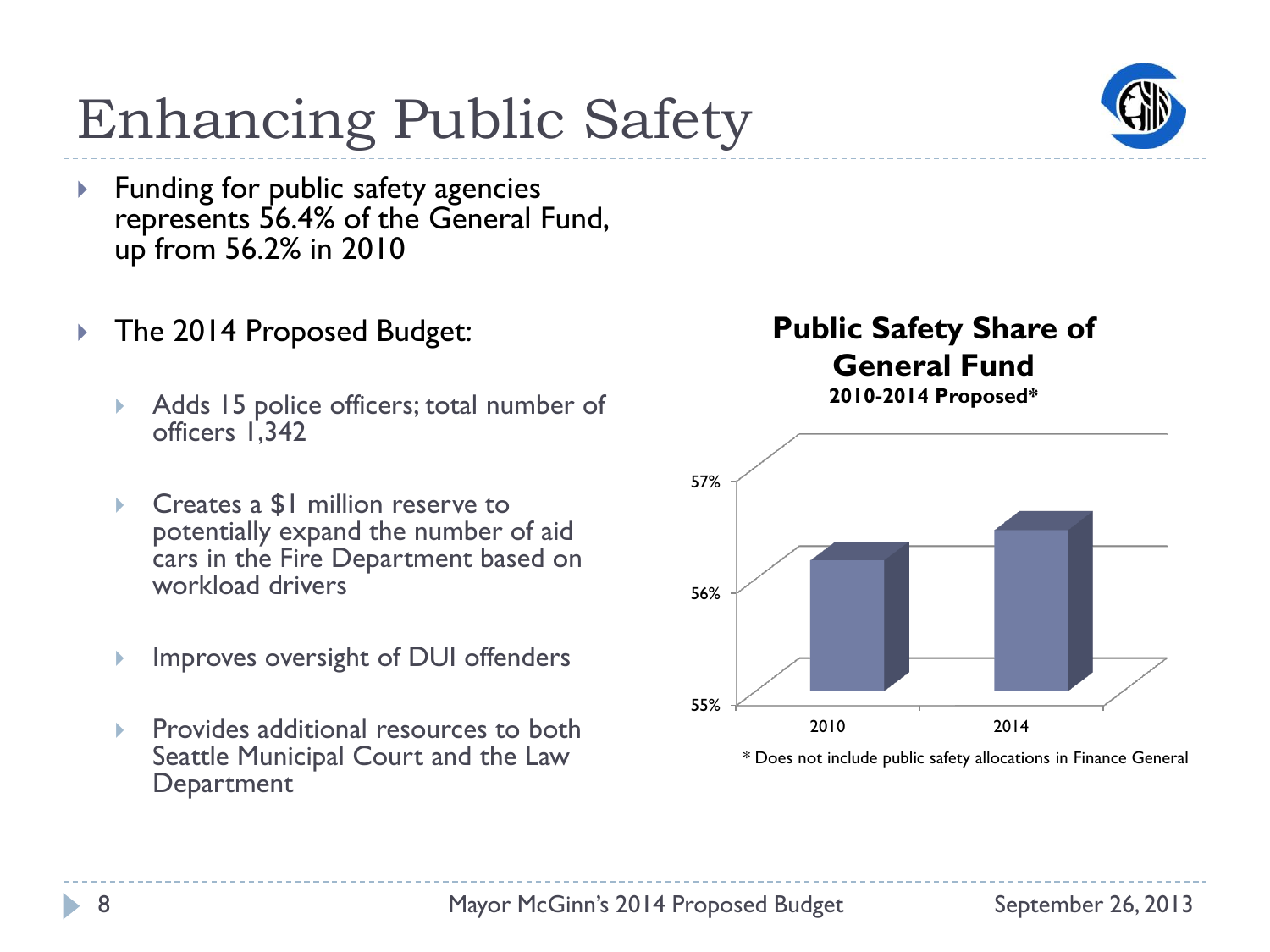# Enhancing Public Safety

- Funding for public safety agencies represents 56.4% of the General Fund, up from 56.2% in 2010

- The 2014 Proposed Budget:
  - Adds 15 police officers; total number of officers 1,342
  - Creates a $1 million reserve to potentially expand the number of aid cars in the Fire Department based on workload drivers
  - Improves oversight of DUI offenders
  - Provides additional resources to both Seattle Municipal Court and the Law Department

**Public Safety Share of General Fund**
**2010-2014 Proposed***

57%
56%
55%

2010 2014

* Does not include public safety allocations in Finance General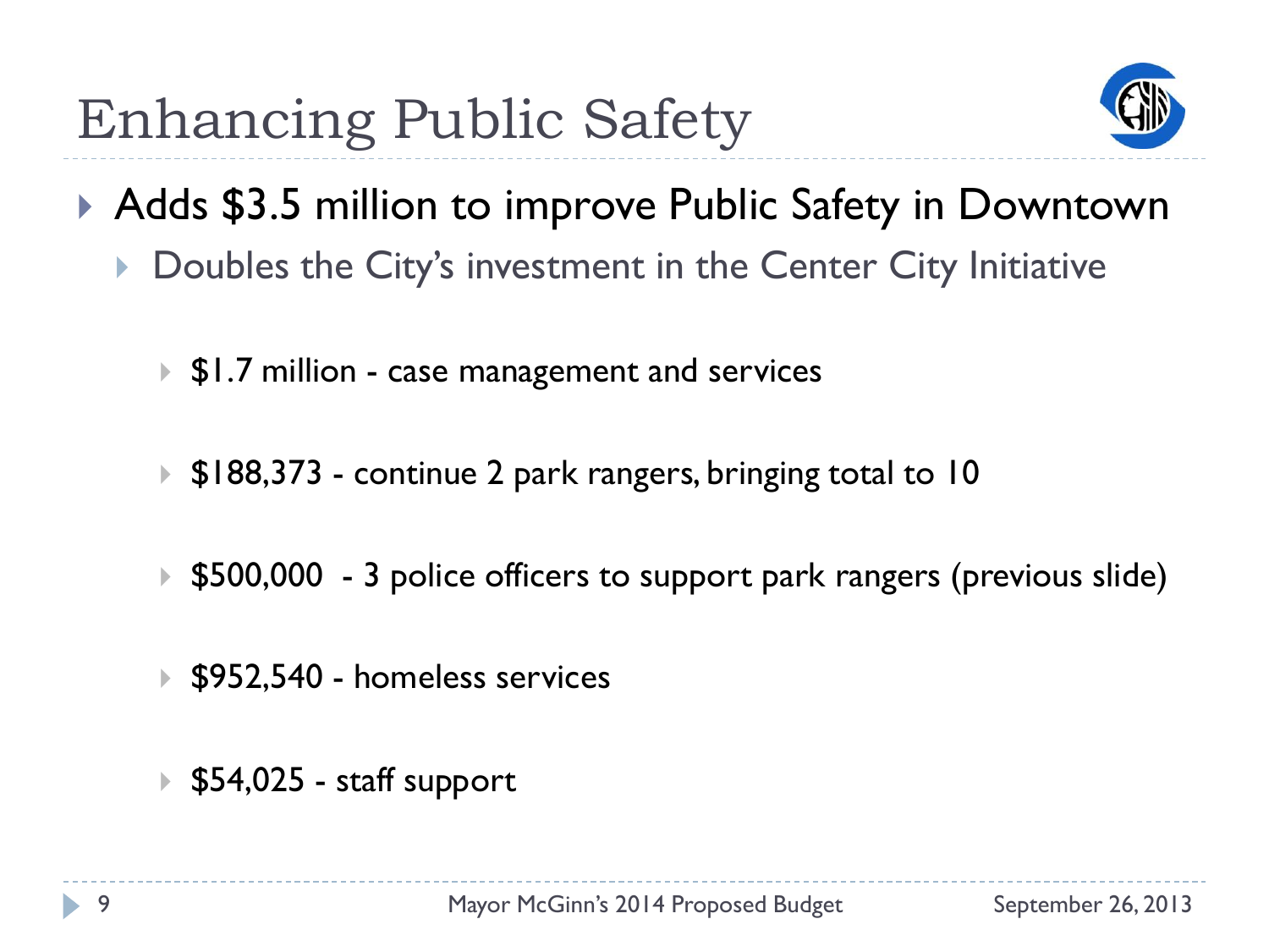# Enhancing Public Safety

- Adds $3.5 million to improve Public Safety in Downtown
  - Doubles the City's investment in the Center City Initiative
    - $1.7 million - case management and services
    - $188,373 - continue 2 park rangers, bringing total to 10
    - $500,000 - 3 police officers to support park rangers (previous slide)
    - $952,540 - homeless services
    - $54,025 - staff support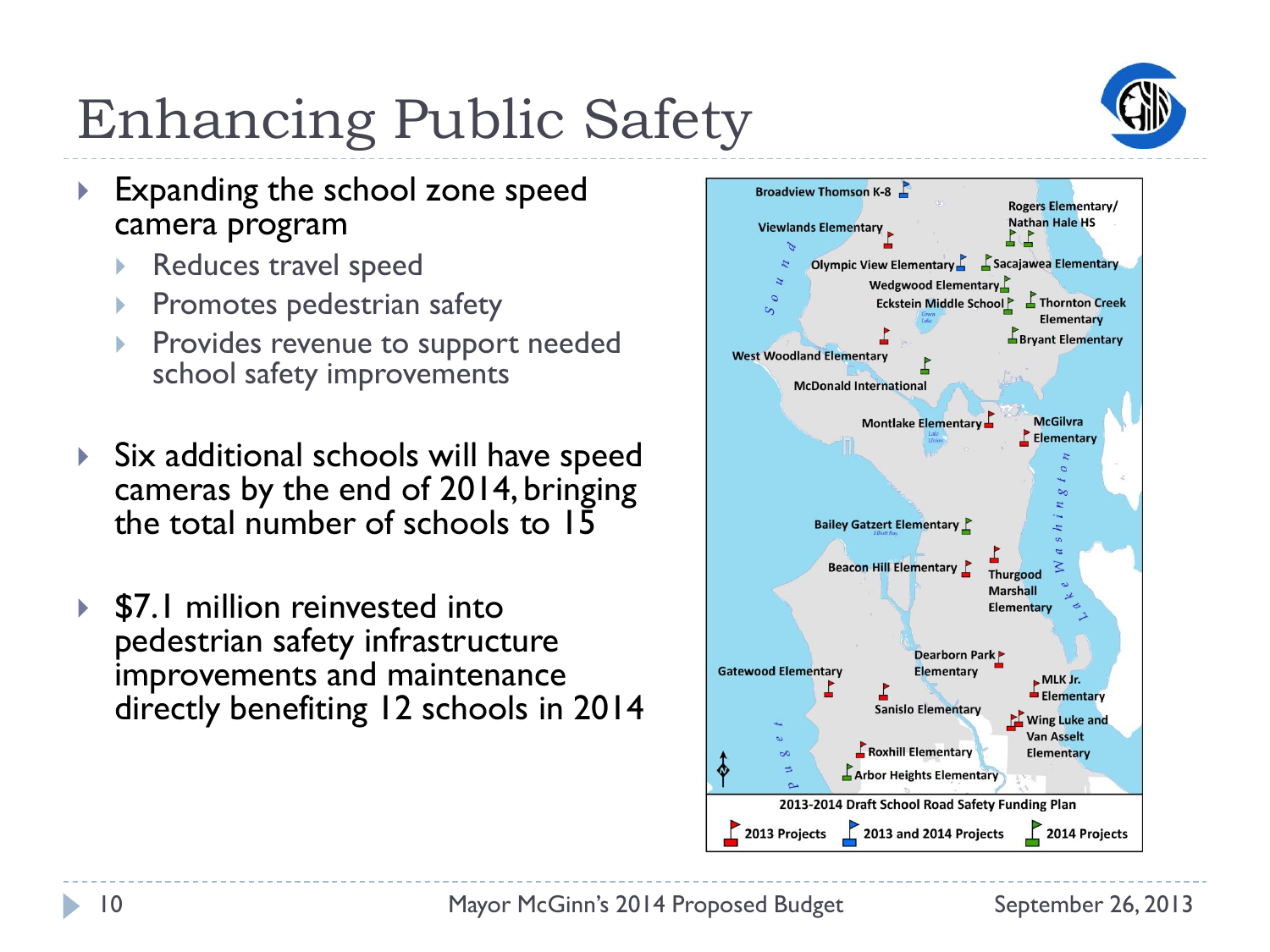# Enhancing Public Safety

- Expanding the school zone speed camera program
  - Reduces travel speed
  - Promotes pedestrian safety
  - Provides revenue to support needed school safety improvements
- Six additional schools will have speed cameras by the end of 2014, bringing the total number of schools to 15
- $7.1 million reinvested into pedestrian safety infrastructure improvements and maintenance directly benefiting 12 schools in 2014

Broadview Thomson K-8

Rogers Elementary/ Nathan Hale HS

Viewlands Elementary

Olympic View Elementary

Sacajawea Elementary

Wedgwood Elementary

Eckstein Middle School

Thornton Creek Elementary

Bryant Elementary

West Woodland Elementary

McDonald International

Montlake Elementary

McGilvra Elementary

Bailey Gatzert Elementary

Beacon Hill Elementary

Thurgood Marshall Elementary

Dearborn Park Elementary

Gatewood Elementary

MLK Jr. Elementary

Sanislo Elementary

Wing Luke and Van Asselt Elementary

Roxhill Elementary

Arbor Heights Elementary

2013-2014 Draft School Road Safety Funding Plan

2013 Projects | 2013 and 2014 Projects | 2014 Projects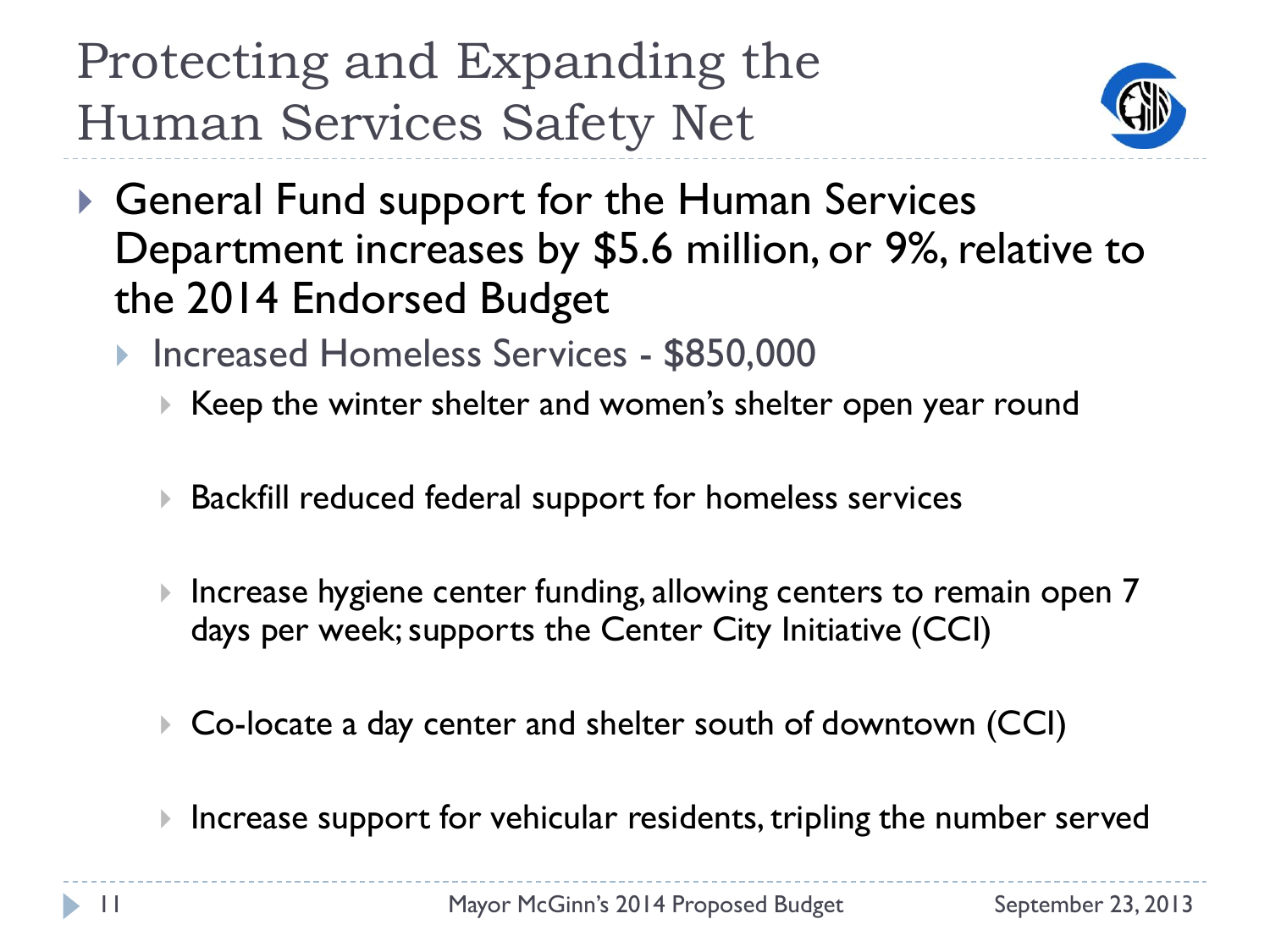# Protecting and Expanding the Human Services Safety Net

- General Fund support for the Human Services Department increases by $5.6 million, or 9%, relative to the 2014 Endorsed Budget
  - Increased Homeless Services - $850,000
    - Keep the winter shelter and women's shelter open year round
    - Backfill reduced federal support for homeless services
    - Increase hygiene center funding, allowing centers to remain open 7 days per week; supports the Center City Initiative (CCI)
    - Co-locate a day center and shelter south of downtown (CCI)
    - Increase support for vehicular residents, tripling the number served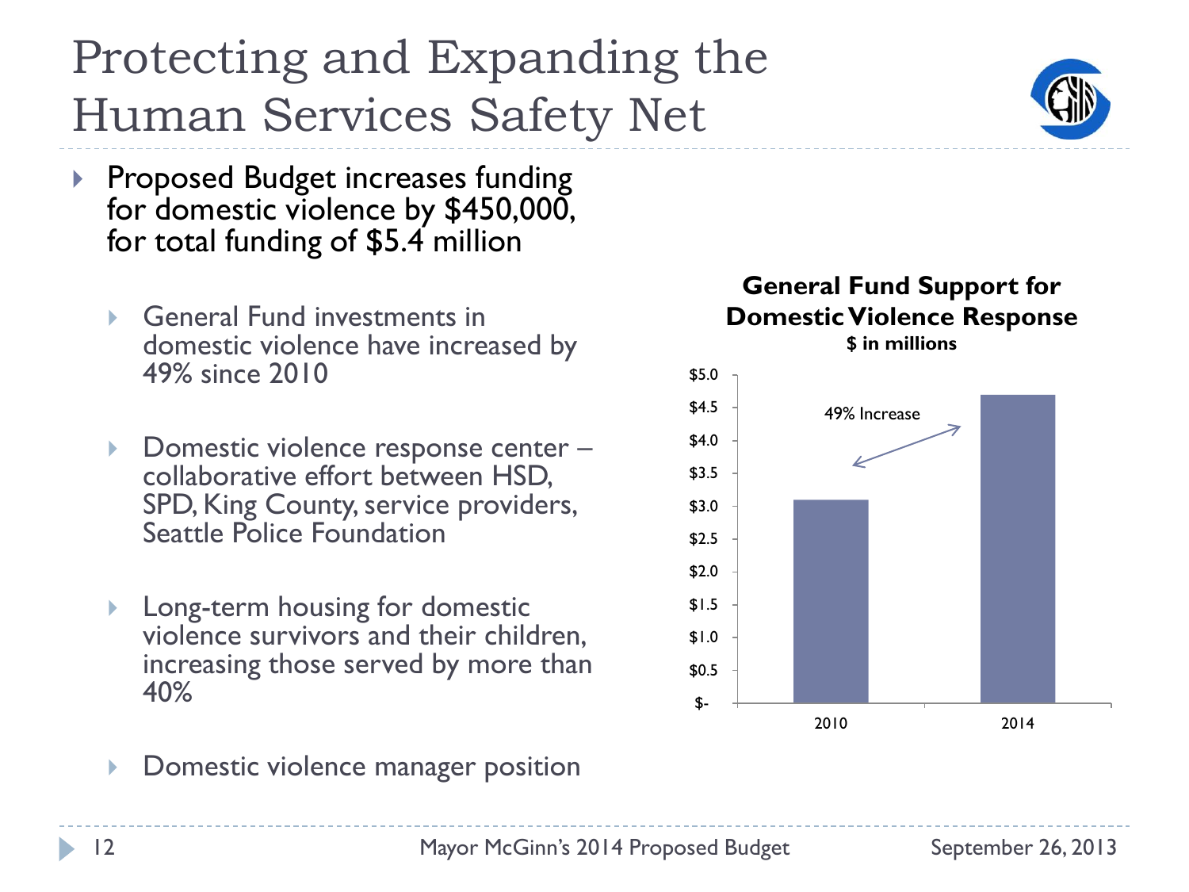# Protecting and Expanding the Human Services Safety Net

- Proposed Budget increases funding for domestic violence by $450,000, for total funding of $5.4 million
  - General Fund investments in domestic violence have increased by 49% since 2010
  - Domestic violence response center – collaborative effort between HSD, SPD, King County, service providers, Seattle Police Foundation
  - Long-term housing for domestic violence survivors and their children, increasing those served by more than 40%
  - Domestic violence manager position

**General Fund Support for Domestic Violence Response**
**$ in millions**

| Year | General Fund Support ($ in millions) |
|---|---|
| 2010 | ~$3.1 |
| 2014 | ~$4.7 |

49% Increase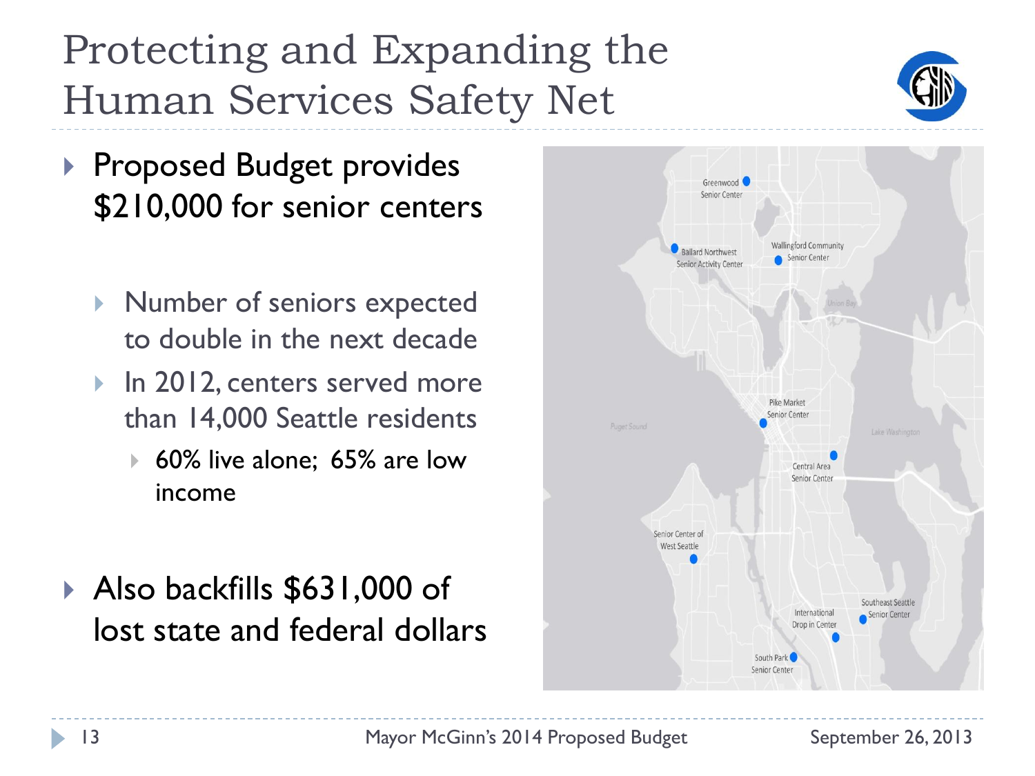# Protecting and Expanding the Human Services Safety Net

- Proposed Budget provides $210,000 for senior centers
  - Number of seniors expected to double in the next decade
  - In 2012, centers served more than 14,000 Seattle residents
    - 60% live alone; 65% are low income
- Also backfills $631,000 of lost state and federal dollars

Greenwood Senior Center

Ballard Northwest Senior Activity Center

Wallingford Community Senior Center

Union Bay

Pike Market Senior Center

Puget Sound

Lake Washington

Central Area Senior Center

Senior Center of West Seattle

Southeast Seattle Senior Center

International Drop in Center

South Park Senior Center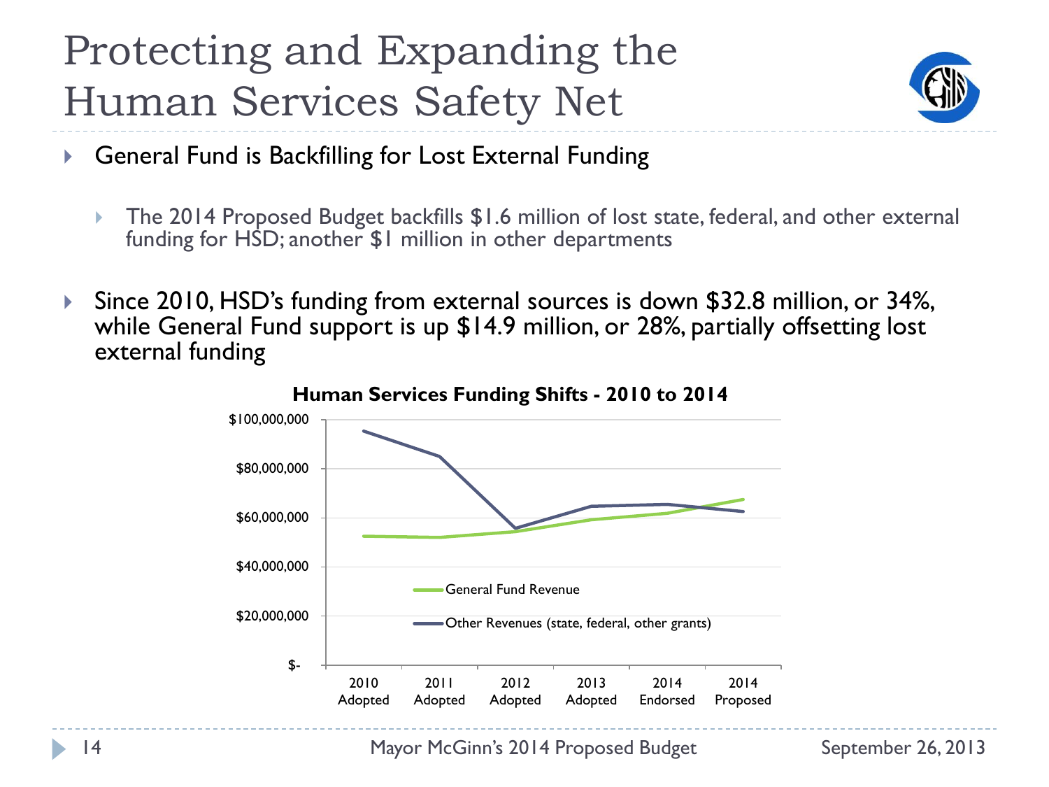# Protecting and Expanding the Human Services Safety Net

- General Fund is Backfilling for Lost External Funding
  - The 2014 Proposed Budget backfills $1.6 million of lost state, federal, and other external funding for HSD; another $1 million in other departments
- Since 2010, HSD's funding from external sources is down $32.8 million, or 34%, while General Fund support is up $14.9 million, or 28%, partially offsetting lost external funding

**Human Services Funding Shifts - 2010 to 2014**

$100,000,000
$80,000,000
$60,000,000
$40,000,000
$20,000,000
$-

General Fund Revenue

Other Revenues (state, federal, other grants)

2010 Adopted | 2011 Adopted | 2012 Adopted | 2013 Adopted | 2014 Endorsed | 2014 Proposed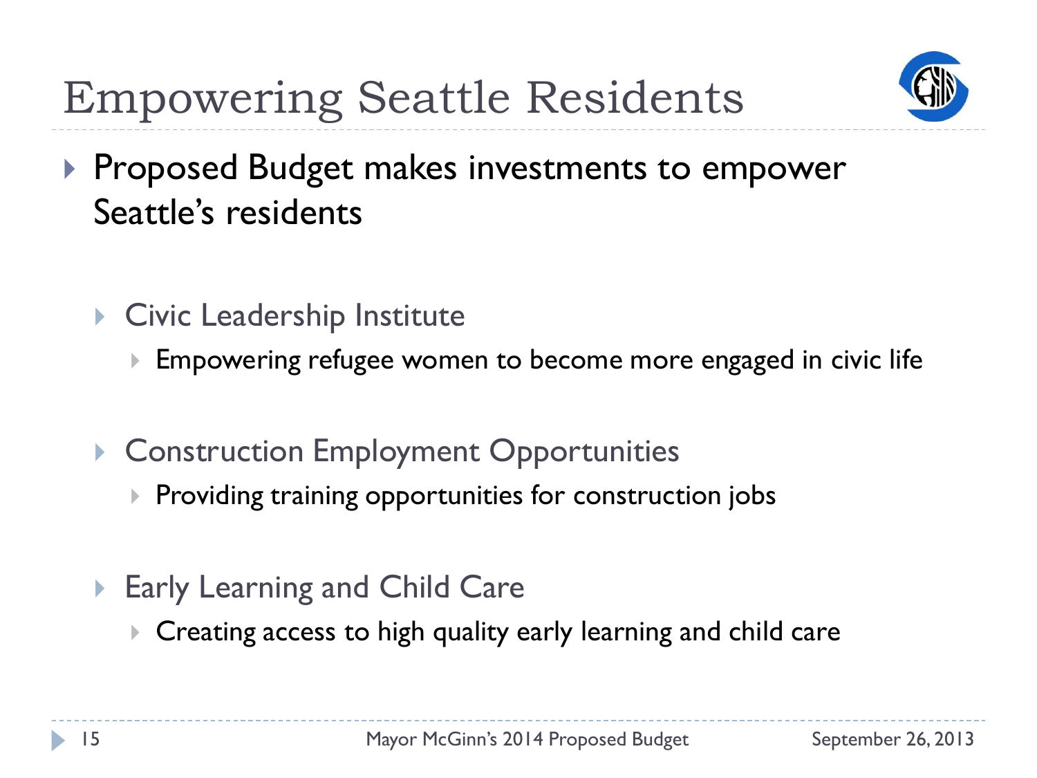# Empowering Seattle Residents

- Proposed Budget makes investments to empower Seattle's residents

  - Civic Leadership Institute
    - Empowering refugee women to become more engaged in civic life

  - Construction Employment Opportunities
    - Providing training opportunities for construction jobs

  - Early Learning and Child Care
    - Creating access to high quality early learning and child care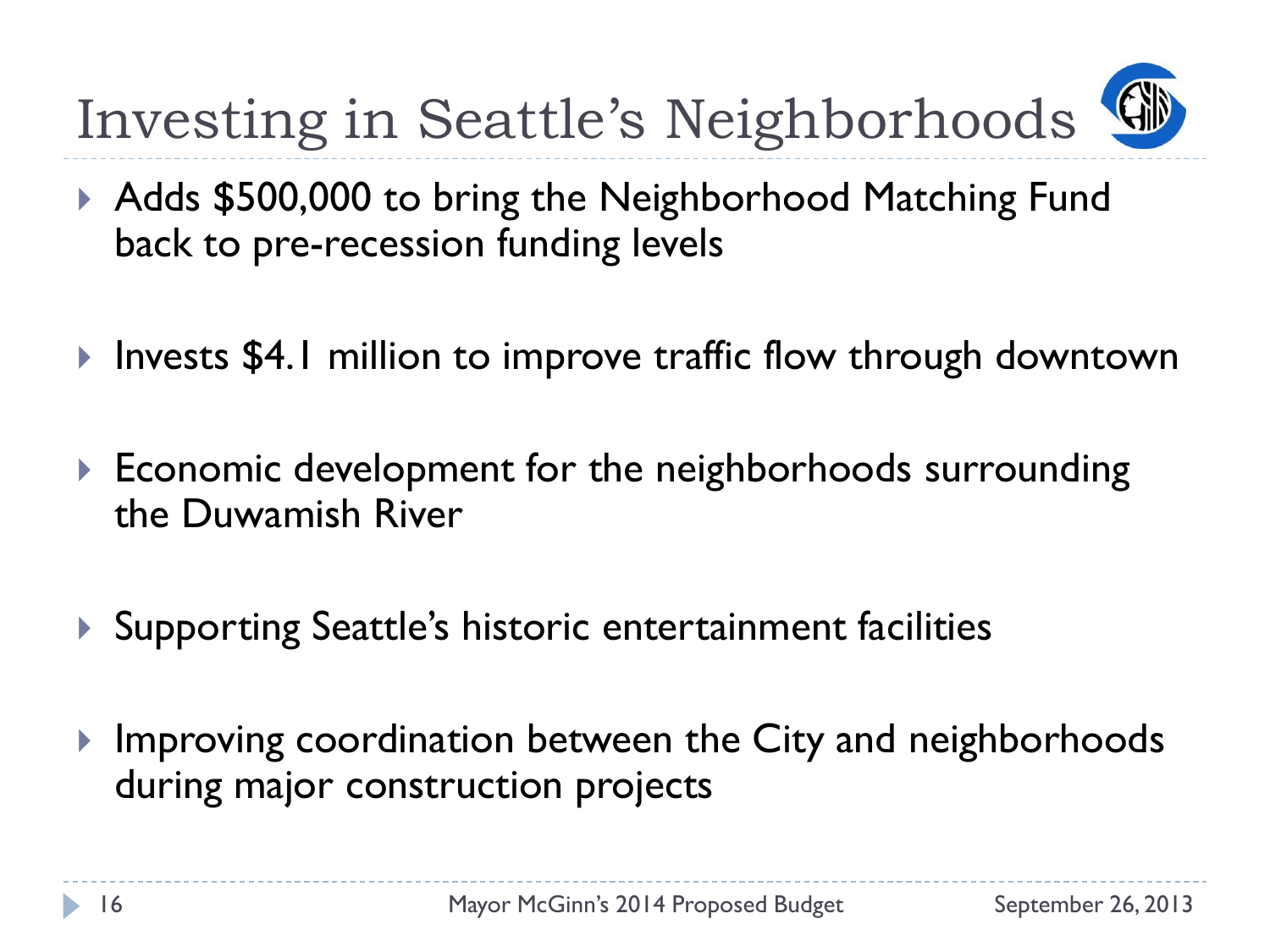# Investing in Seattle's Neighborhoods

- Adds $500,000 to bring the Neighborhood Matching Fund back to pre-recession funding levels
- Invests $4.1 million to improve traffic flow through downtown
- Economic development for the neighborhoods surrounding the Duwamish River
- Supporting Seattle's historic entertainment facilities
- Improving coordination between the City and neighborhoods during major construction projects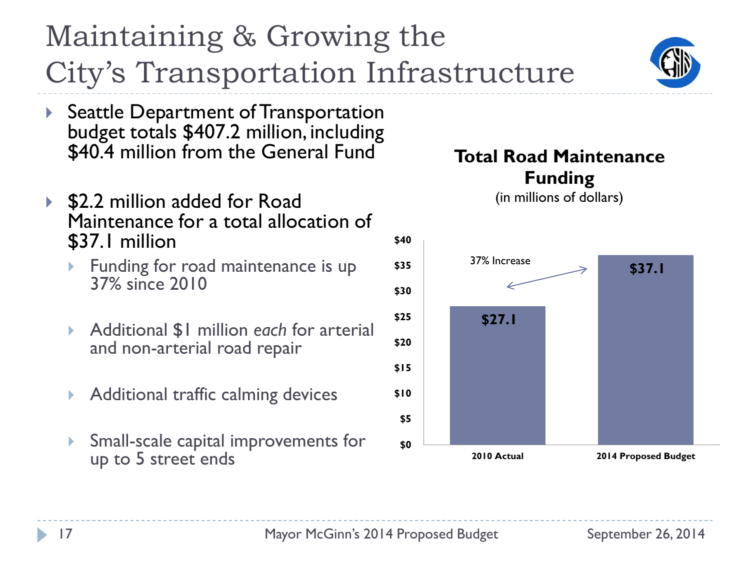# Maintaining & Growing the City's Transportation Infrastructure

- Seattle Department of Transportation budget totals $407.2 million, including $40.4 million from the General Fund
- $2.2 million added for Road Maintenance for a total allocation of $37.1 million
  - Funding for road maintenance is up 37% since 2010
  - Additional $1 million *each* for arterial and non-arterial road repair
  - Additional traffic calming devices
  - Small-scale capital improvements for up to 5 street ends

**Total Road Maintenance Funding**
(in millions of dollars)

| | 2010 Actual | 2014 Proposed Budget |
|---|---|---|
| Total Road Maintenance Funding | $27.1 | $37.1 |

37% Increase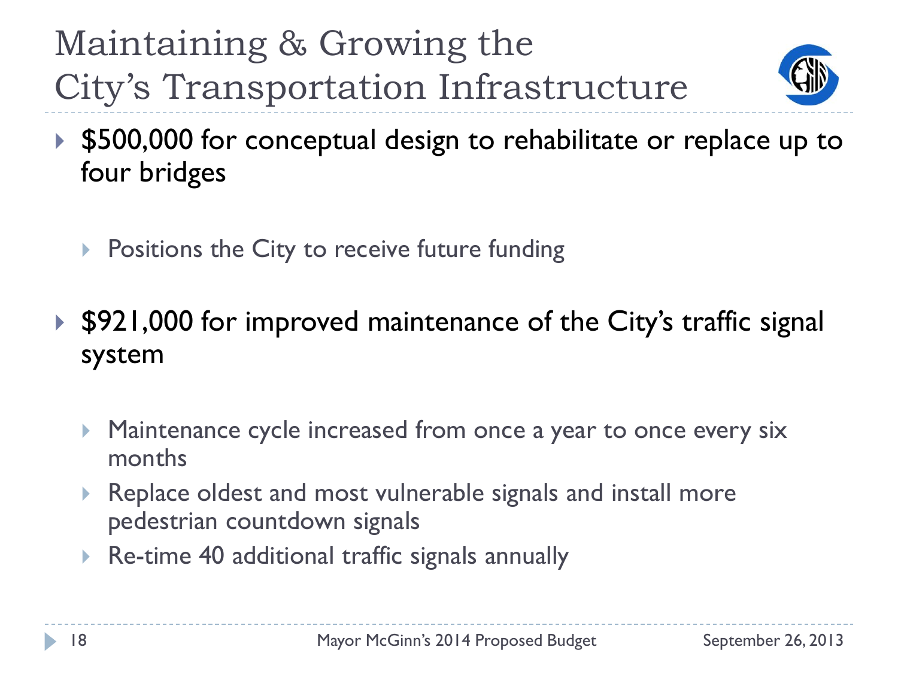# Maintaining & Growing the City's Transportation Infrastructure

- $500,000 for conceptual design to rehabilitate or replace up to four bridges
  - Positions the City to receive future funding
- $921,000 for improved maintenance of the City's traffic signal system
  - Maintenance cycle increased from once a year to once every six months
  - Replace oldest and most vulnerable signals and install more pedestrian countdown signals
  - Re-time 40 additional traffic signals annually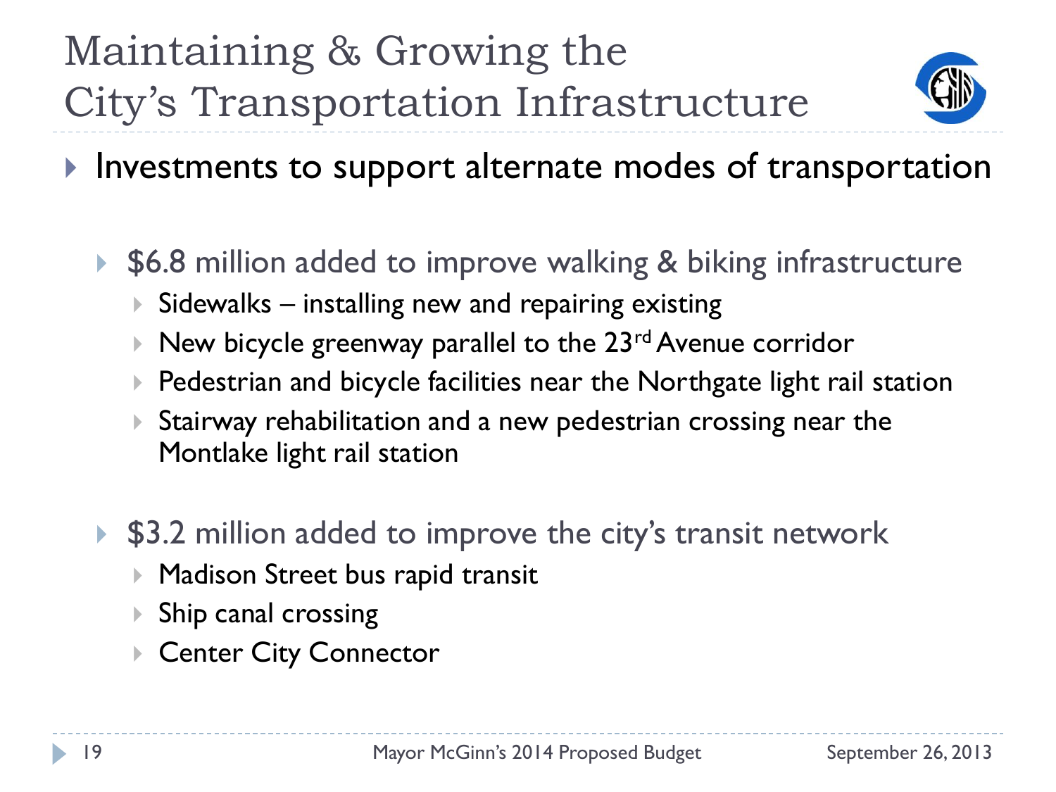# Maintaining & Growing the City's Transportation Infrastructure

- Investments to support alternate modes of transportation
  - $6.8 million added to improve walking & biking infrastructure
    - Sidewalks – installing new and repairing existing
    - New bicycle greenway parallel to the 23rd Avenue corridor
    - Pedestrian and bicycle facilities near the Northgate light rail station
    - Stairway rehabilitation and a new pedestrian crossing near the Montlake light rail station
  - $3.2 million added to improve the city's transit network
    - Madison Street bus rapid transit
    - Ship canal crossing
    - Center City Connector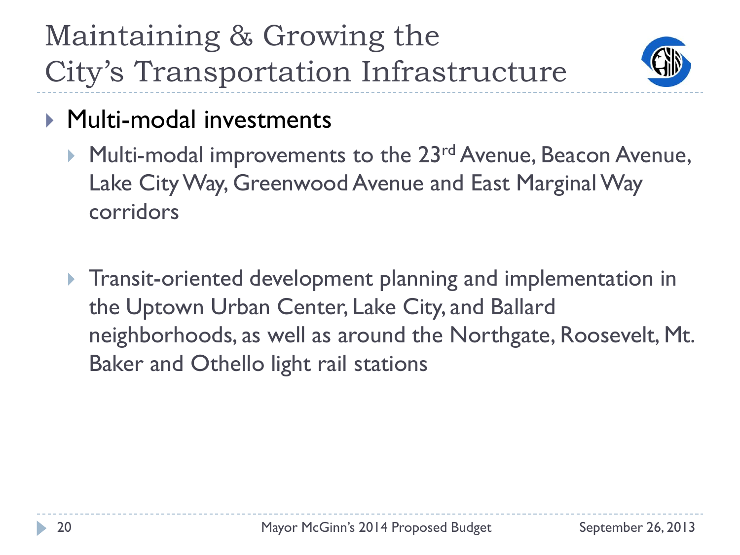# Maintaining & Growing the City's Transportation Infrastructure

- Multi-modal investments
  - Multi-modal improvements to the 23rd Avenue, Beacon Avenue, Lake City Way, Greenwood Avenue and East Marginal Way corridors
  - Transit-oriented development planning and implementation in the Uptown Urban Center, Lake City, and Ballard neighborhoods, as well as around the Northgate, Roosevelt, Mt. Baker and Othello light rail stations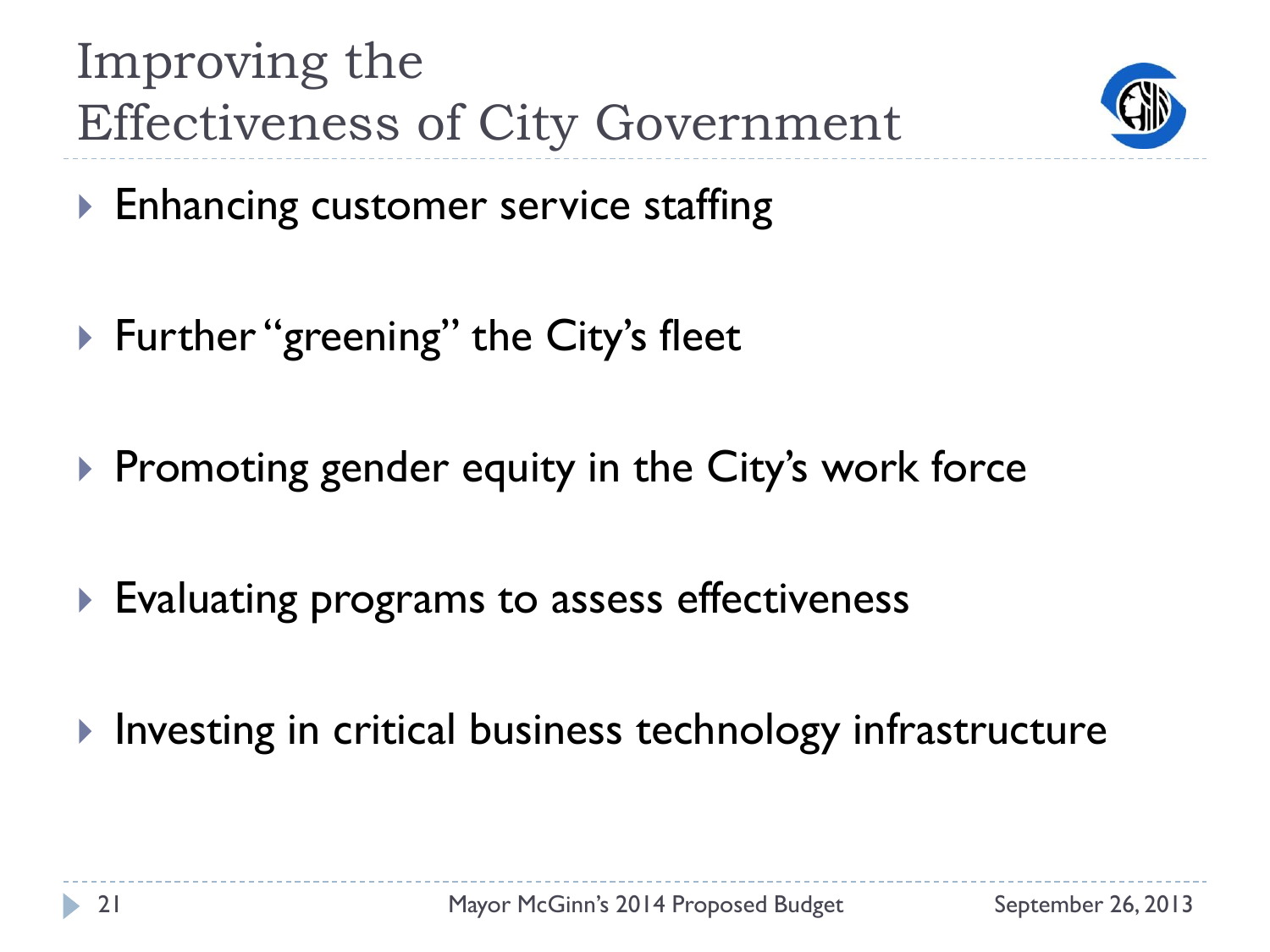# Improving the Effectiveness of City Government

- Enhancing customer service staffing
- Further "greening" the City's fleet
- Promoting gender equity in the City's work force
- Evaluating programs to assess effectiveness
- Investing in critical business technology infrastructure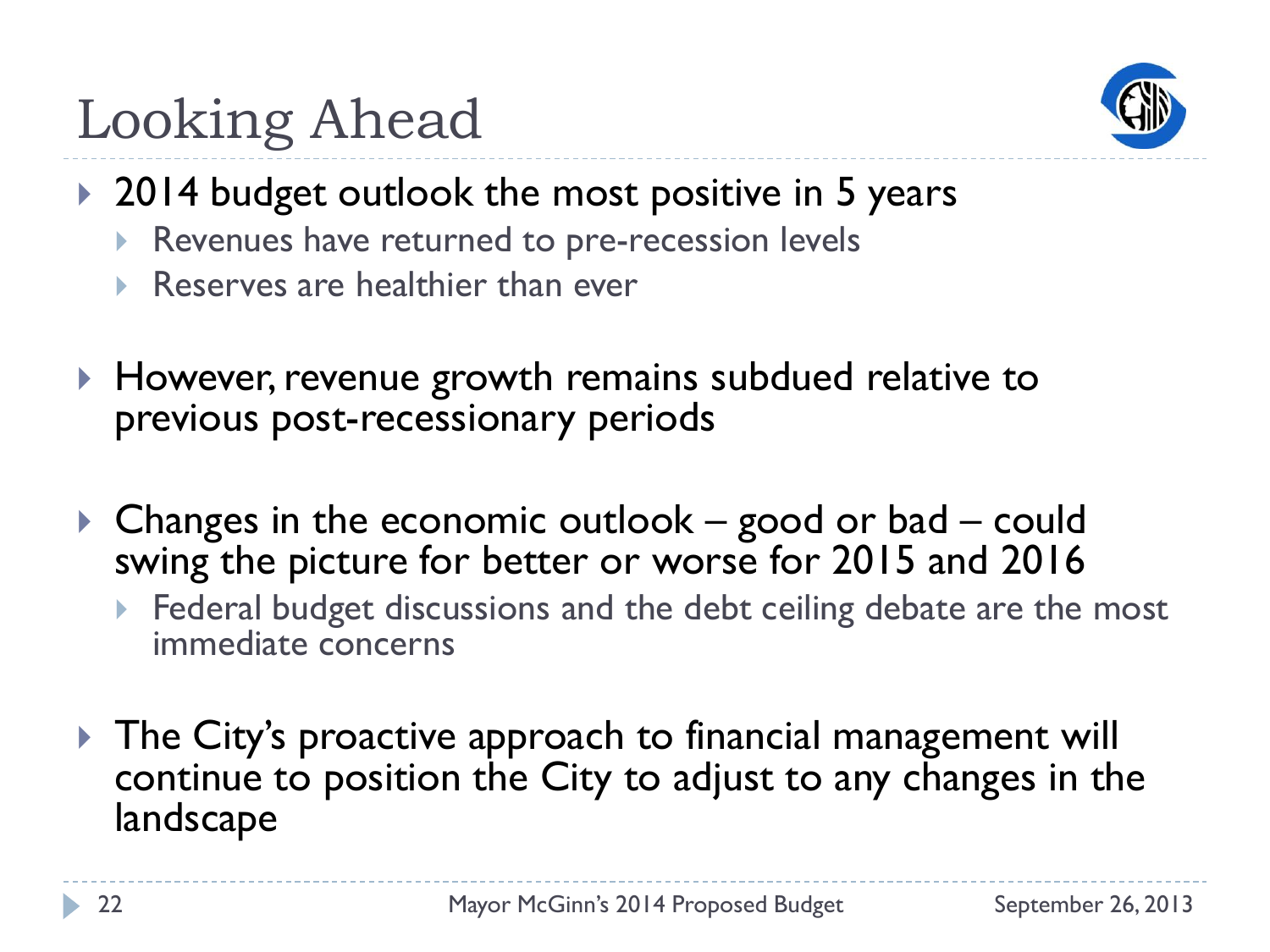# Looking Ahead

- 2014 budget outlook the most positive in 5 years
  - Revenues have returned to pre-recession levels
  - Reserves are healthier than ever
- However, revenue growth remains subdued relative to previous post-recessionary periods
- Changes in the economic outlook – good or bad – could swing the picture for better or worse for 2015 and 2016
  - Federal budget discussions and the debt ceiling debate are the most immediate concerns
- The City's proactive approach to financial management will continue to position the City to adjust to any changes in the landscape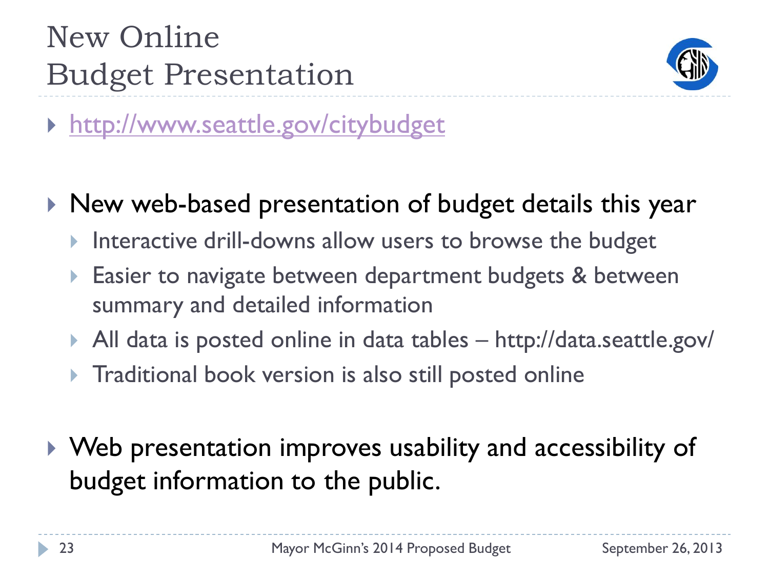# New Online Budget Presentation

- http://www.seattle.gov/citybudget

- New web-based presentation of budget details this year
  - Interactive drill-downs allow users to browse the budget
  - Easier to navigate between department budgets & between summary and detailed information
  - All data is posted online in data tables – http://data.seattle.gov/
  - Traditional book version is also still posted online

- Web presentation improves usability and accessibility of budget information to the public.